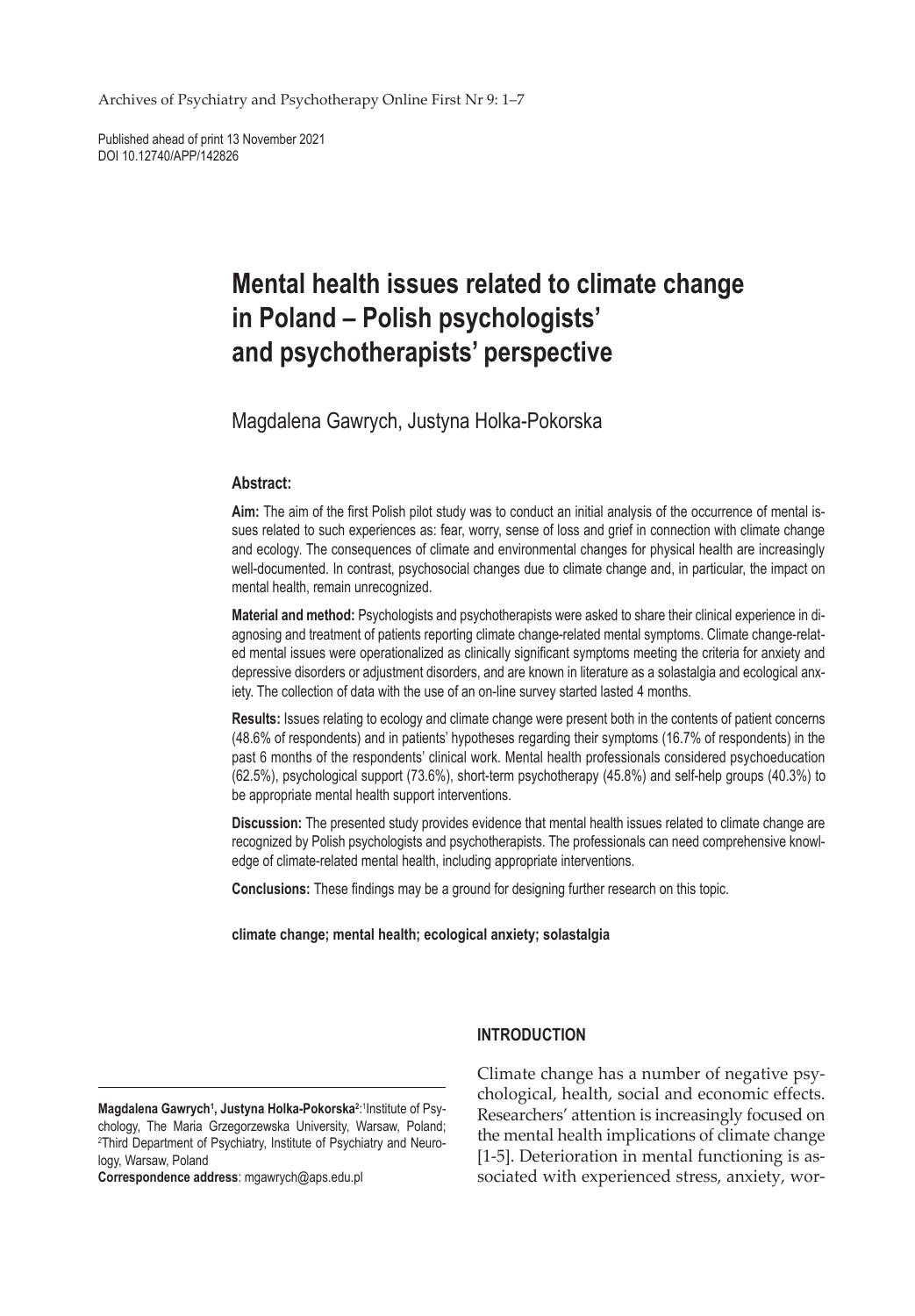Published ahead of print 13 November 2021
DOI 10.12740/APP/142826

# Mental health issues related to climate change in Poland – Polish psychologists' and psychotherapists' perspective

Magdalena Gawrych, Justyna Holka-Pokorska

### Abstract:

**Aim:** The aim of the first Polish pilot study was to conduct an initial analysis of the occurrence of mental issues related to such experiences as: fear, worry, sense of loss and grief in connection with climate change and ecology. The consequences of climate and environmental changes for physical health are increasingly well-documented. In contrast, psychosocial changes due to climate change and, in particular, the impact on mental health, remain unrecognized.

**Material and method:** Psychologists and psychotherapists were asked to share their clinical experience in diagnosing and treatment of patients reporting climate change-related mental symptoms. Climate change-related mental issues were operationalized as clinically significant symptoms meeting the criteria for anxiety and depressive disorders or adjustment disorders, and are known in literature as a solastalgia and ecological anxiety. The collection of data with the use of an on-line survey started lasted 4 months.

**Results:** Issues relating to ecology and climate change were present both in the contents of patient concerns (48.6% of respondents) and in patients' hypotheses regarding their symptoms (16.7% of respondents) in the past 6 months of the respondents' clinical work. Mental health professionals considered psychoeducation (62.5%), psychological support (73.6%), short-term psychotherapy (45.8%) and self-help groups (40.3%) to be appropriate mental health support interventions.

**Discussion:** The presented study provides evidence that mental health issues related to climate change are recognized by Polish psychologists and psychotherapists. The professionals can need comprehensive knowledge of climate-related mental health, including appropriate interventions.

**Conclusions:** These findings may be a ground for designing further research on this topic.

**climate change; mental health; ecological anxiety; solastalgia**

## INTRODUCTION

Climate change has a number of negative psychological, health, social and economic effects. Researchers' attention is increasingly focused on the mental health implications of climate change [1-5]. Deterioration in mental functioning is associated with experienced stress, anxiety, wor-

**Magdalena Gawrych[1], Justyna Holka-Pokorska[2]:** [1]Institute of Psychology, The Maria Grzegorzewska University, Warsaw, Poland; [2]Third Department of Psychiatry, Institute of Psychiatry and Neurology, Warsaw, Poland
**Correspondence address**: mgawrych@aps.edu.pl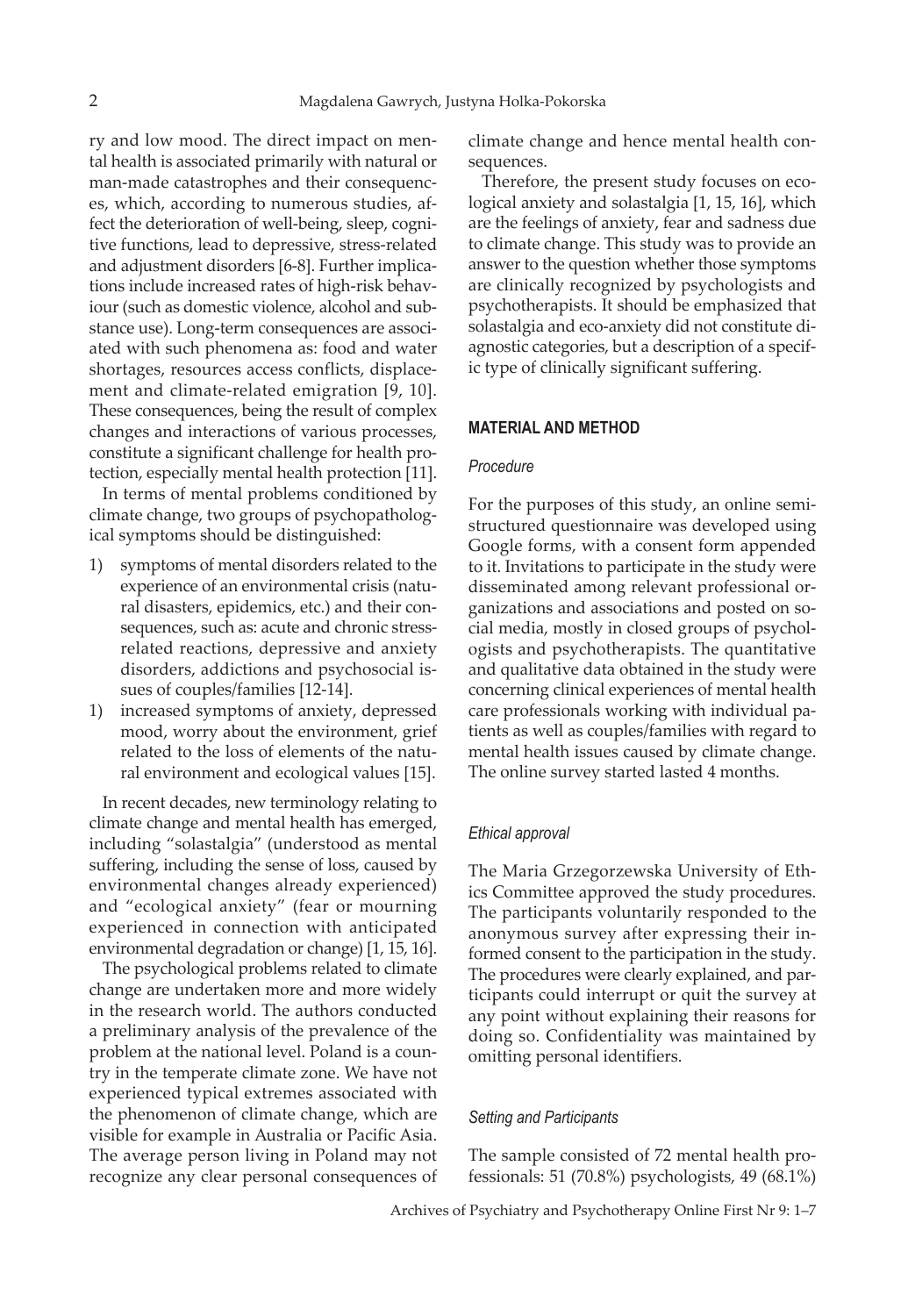ry and low mood. The direct impact on mental health is associated primarily with natural or man-made catastrophes and their consequences, which, according to numerous studies, affect the deterioration of well-being, sleep, cognitive functions, lead to depressive, stress-related and adjustment disorders [6-8]. Further implications include increased rates of high-risk behaviour (such as domestic violence, alcohol and substance use). Long-term consequences are associated with such phenomena as: food and water shortages, resources access conflicts, displacement and climate-related emigration [9, 10]. These consequences, being the result of complex changes and interactions of various processes, constitute a significant challenge for health protection, especially mental health protection [11].

In terms of mental problems conditioned by climate change, two groups of psychopathological symptoms should be distinguished:

1) symptoms of mental disorders related to the experience of an environmental crisis (natural disasters, epidemics, etc.) and their consequences, such as: acute and chronic stress-related reactions, depressive and anxiety disorders, addictions and psychosocial issues of couples/families [12-14].
1) increased symptoms of anxiety, depressed mood, worry about the environment, grief related to the loss of elements of the natural environment and ecological values [15].

In recent decades, new terminology relating to climate change and mental health has emerged, including "solastalgia" (understood as mental suffering, including the sense of loss, caused by environmental changes already experienced) and "ecological anxiety" (fear or mourning experienced in connection with anticipated environmental degradation or change) [1, 15, 16].

The psychological problems related to climate change are undertaken more and more widely in the research world. The authors conducted a preliminary analysis of the prevalence of the problem at the national level. Poland is a country in the temperate climate zone. We have not experienced typical extremes associated with the phenomenon of climate change, which are visible for example in Australia or Pacific Asia. The average person living in Poland may not recognize any clear personal consequences of climate change and hence mental health consequences.

Therefore, the present study focuses on ecological anxiety and solastalgia [1, 15, 16], which are the feelings of anxiety, fear and sadness due to climate change. This study was to provide an answer to the question whether those symptoms are clinically recognized by psychologists and psychotherapists. It should be emphasized that solastalgia and eco-anxiety did not constitute diagnostic categories, but a description of a specific type of clinically significant suffering.

## MATERIAL AND METHOD

### *Procedure*

For the purposes of this study, an online semi-structured questionnaire was developed using Google forms, with a consent form appended to it. Invitations to participate in the study were disseminated among relevant professional organizations and associations and posted on social media, mostly in closed groups of psychologists and psychotherapists. The quantitative and qualitative data obtained in the study were concerning clinical experiences of mental health care professionals working with individual patients as well as couples/families with regard to mental health issues caused by climate change. The online survey started lasted 4 months.

### *Ethical approval*

The Maria Grzegorzewska University of Ethics Committee approved the study procedures. The participants voluntarily responded to the anonymous survey after expressing their informed consent to the participation in the study. The procedures were clearly explained, and participants could interrupt or quit the survey at any point without explaining their reasons for doing so. Confidentiality was maintained by omitting personal identifiers.

### *Setting and Participants*

The sample consisted of 72 mental health professionals: 51 (70.8%) psychologists, 49 (68.1%)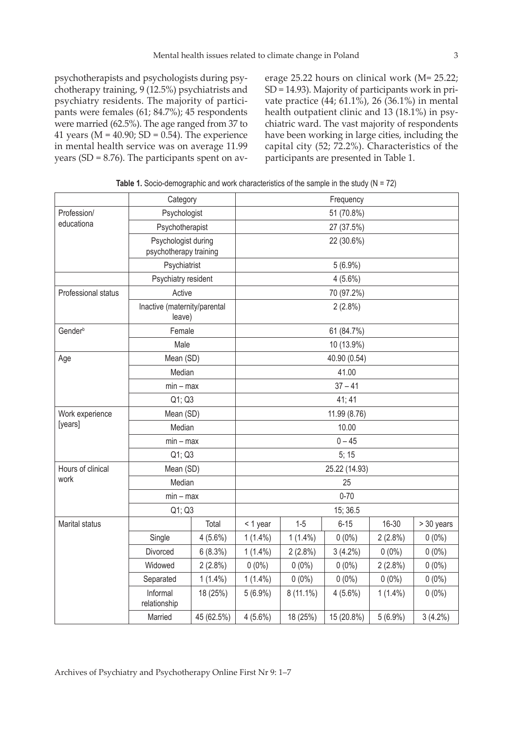psychotherapists and psychologists during psychotherapy training, 9 (12.5%) psychiatrists and psychiatry residents. The majority of participants were females (61; 84.7%); 45 respondents were married (62.5%). The age ranged from 37 to 41 years (M = 40.90; SD = 0.54). The experience in mental health service was on average 11.99 years (SD = 8.76). The participants spent on average 25.22 hours on clinical work (M= 25.22; SD = 14.93). Majority of participants work in private practice (44; 61.1%), 26 (36.1%) in mental health outpatient clinic and 13 (18.1%) in psychiatric ward. The vast majority of respondents have been working in large cities, including the capital city (52; 72.2%). Characteristics of the participants are presented in Table 1.

**Table 1.** Socio-demographic and work characteristics of the sample in the study (N = 72)

| | Category | | Frequency | | | | |
|---|---|---|---|---|---|---|---|
| Profession/ educationa | Psychologist | | 51 (70.8%) | | | | |
| | Psychotherapist | | 27 (37.5%) | | | | |
| | Psychologist during psychotherapy training | | 22 (30.6%) | | | | |
| | Psychiatrist | | 5 (6.9%) | | | | |
| | Psychiatry resident | | 4 (5.6%) | | | | |
| Professional status | Active | | 70 (97.2%) | | | | |
| | Inactive (maternity/parental leave) | | 2 (2.8%) | | | | |
| Gender[b] | Female | | 61 (84.7%) | | | | |
| | Male | | 10 (13.9%) | | | | |
| Age | Mean (SD) | | 40.90 (0.54) | | | | |
| | Median | | 41.00 | | | | |
| | min – max | | 37 – 41 | | | | |
| | Q1; Q3 | | 41; 41 | | | | |
| Work experience [years] | Mean (SD) | | 11.99 (8.76) | | | | |
| | Median | | 10.00 | | | | |
| | min – max | | 0 – 45 | | | | |
| | Q1; Q3 | | 5; 15 | | | | |
| Hours of clinical work | Mean (SD) | | 25.22 (14.93) | | | | |
| | Median | | 25 | | | | |
| | min – max | | 0-70 | | | | |
| | Q1; Q3 | | 15; 36.5 | | | | |
| Marital status | | Total | < 1 year | 1-5 | 6-15 | 16-30 | > 30 years |
| | Single | 4 (5.6%) | 1 (1.4%) | 1 (1.4%) | 0 (0%) | 2 (2.8%) | 0 (0%) |
| | Divorced | 6 (8.3%) | 1 (1.4%) | 2 (2.8%) | 3 (4.2%) | 0 (0%) | 0 (0%) |
| | Widowed | 2 (2.8%) | 0 (0%) | 0 (0%) | 0 (0%) | 2 (2.8%) | 0 (0%) |
| | Separated | 1 (1.4%) | 1 (1.4%) | 0 (0%) | 0 (0%) | 0 (0%) | 0 (0%) |
| | Informal relationship | 18 (25%) | 5 (6.9%) | 8 (11.1%) | 4 (5.6%) | 1 (1.4%) | 0 (0%) |
| | Married | 45 (62.5%) | 4 (5.6%) | 18 (25%) | 15 (20.8%) | 5 (6.9%) | 3 (4.2%) |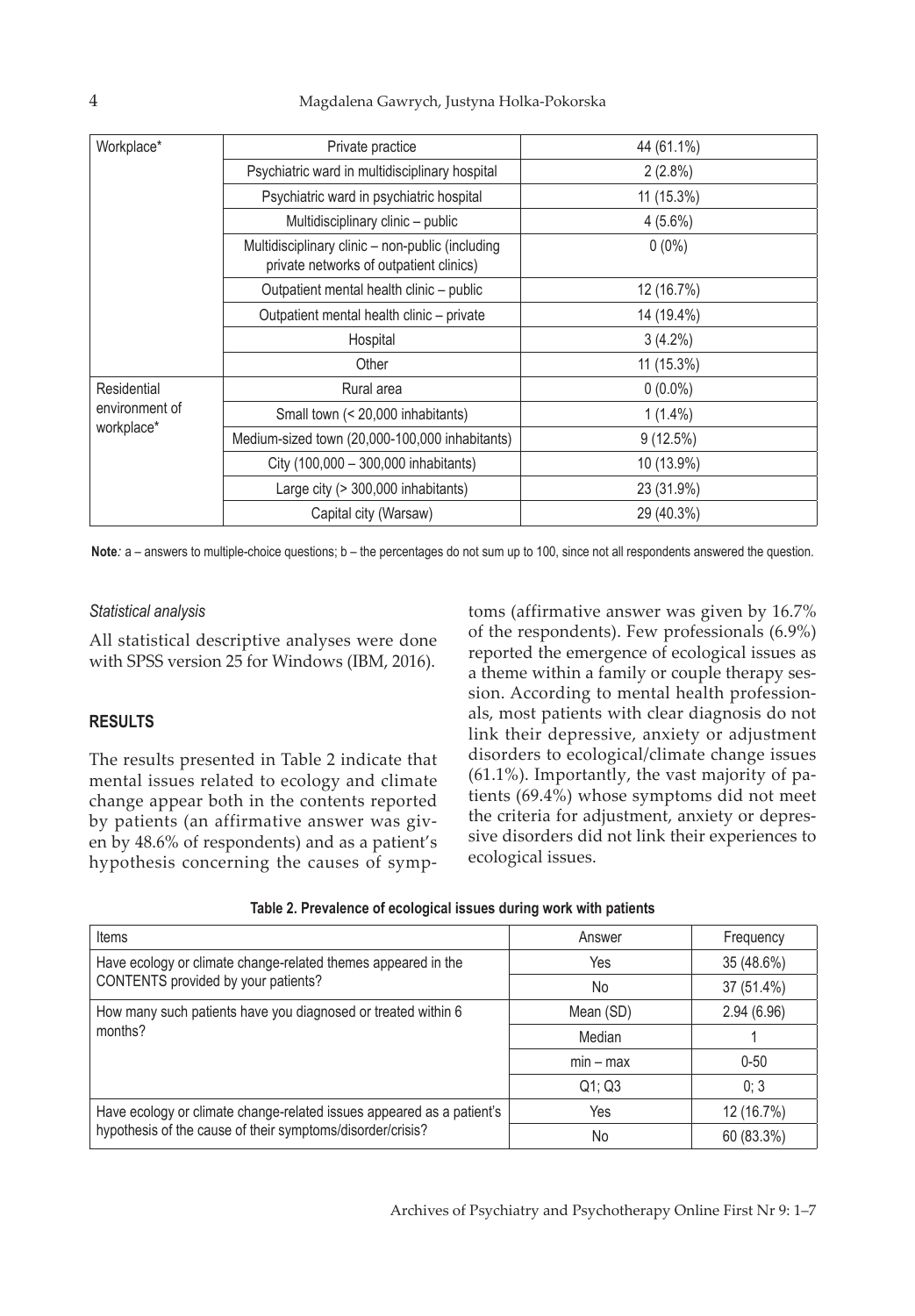| Workplace* | Private practice | 44 (61.1%) |
|---|---|---|
| | Psychiatric ward in multidisciplinary hospital | 2 (2.8%) |
| | Psychiatric ward in psychiatric hospital | 11 (15.3%) |
| | Multidisciplinary clinic – public | 4 (5.6%) |
| | Multidisciplinary clinic – non-public (including private networks of outpatient clinics) | 0 (0%) |
| | Outpatient mental health clinic – public | 12 (16.7%) |
| | Outpatient mental health clinic – private | 14 (19.4%) |
| | Hospital | 3 (4.2%) |
| | Other | 11 (15.3%) |
| Residential environment of workplace* | Rural area | 0 (0.0%) |
| | Small town (< 20,000 inhabitants) | 1 (1.4%) |
| | Medium-sized town (20,000-100,000 inhabitants) | 9 (12.5%) |
| | City (100,000 – 300,000 inhabitants) | 10 (13.9%) |
| | Large city (> 300,000 inhabitants) | 23 (31.9%) |
| | Capital city (Warsaw) | 29 (40.3%) |

**Note**: a – answers to multiple-choice questions; b – the percentages do not sum up to 100, since not all respondents answered the question.

*Statistical analysis*

All statistical descriptive analyses were done with SPSS version 25 for Windows (IBM, 2016).

## RESULTS

The results presented in Table 2 indicate that mental issues related to ecology and climate change appear both in the contents reported by patients (an affirmative answer was given by 48.6% of respondents) and as a patient's hypothesis concerning the causes of symptoms (affirmative answer was given by 16.7% of the respondents). Few professionals (6.9%) reported the emergence of ecological issues as a theme within a family or couple therapy session. According to mental health professionals, most patients with clear diagnosis do not link their depressive, anxiety or adjustment disorders to ecological/climate change issues (61.1%). Importantly, the vast majority of patients (69.4%) whose symptoms did not meet the criteria for adjustment, anxiety or depressive disorders did not link their experiences to ecological issues.

**Table 2. Prevalence of ecological issues during work with patients**

| Items | Answer | Frequency |
|---|---|---|
| Have ecology or climate change-related themes appeared in the CONTENTS provided by your patients? | Yes | 35 (48.6%) |
| | No | 37 (51.4%) |
| How many such patients have you diagnosed or treated within 6 months? | Mean (SD) | 2.94 (6.96) |
| | Median | 1 |
| | min – max | 0-50 |
| | Q1; Q3 | 0; 3 |
| Have ecology or climate change-related issues appeared as a patient's hypothesis of the cause of their symptoms/disorder/crisis? | Yes | 12 (16.7%) |
| | No | 60 (83.3%) |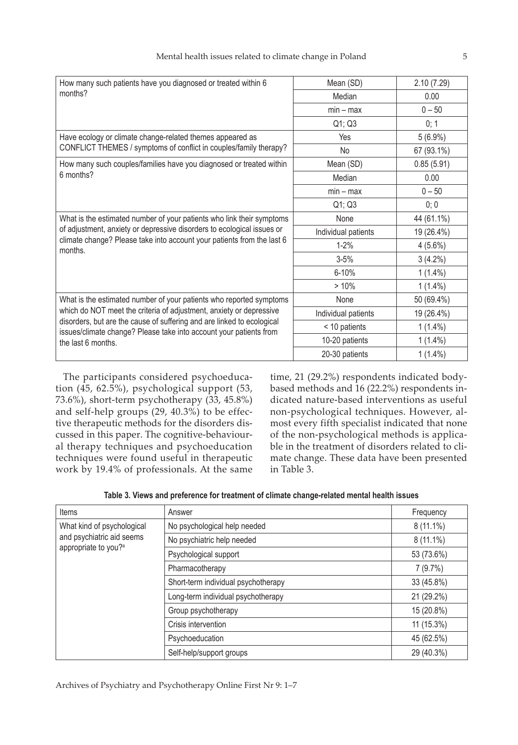| | | |
|---|---|---|
| How many such patients have you diagnosed or treated within 6 months? | Mean (SD) | 2.10 (7.29) |
| | Median | 0.00 |
| | min – max | 0 – 50 |
| | Q1; Q3 | 0; 1 |
| Have ecology or climate change-related themes appeared as CONFLICT THEMES / symptoms of conflict in couples/family therapy? | Yes | 5 (6.9%) |
| | No | 67 (93.1%) |
| How many such couples/families have you diagnosed or treated within 6 months? | Mean (SD) | 0.85 (5.91) |
| | Median | 0.00 |
| | min – max | 0 – 50 |
| | Q1; Q3 | 0; 0 |
| What is the estimated number of your patients who link their symptoms of adjustment, anxiety or depressive disorders to ecological issues or climate change? Please take into account your patients from the last 6 months. | None | 44 (61.1%) |
| | Individual patients | 19 (26.4%) |
| | 1-2% | 4 (5.6%) |
| | 3-5% | 3 (4.2%) |
| | 6-10% | 1 (1.4%) |
| | > 10% | 1 (1.4%) |
| What is the estimated number of your patients who reported symptoms which do NOT meet the criteria of adjustment, anxiety or depressive disorders, but are the cause of suffering and are linked to ecological issues/climate change? Please take into account your patients from the last 6 months. | None | 50 (69.4%) |
| | Individual patients | 19 (26.4%) |
| | < 10 patients | 1 (1.4%) |
| | 10-20 patients | 1 (1.4%) |
| | 20-30 patients | 1 (1.4%) |

The participants considered psychoeducation (45, 62.5%), psychological support (53, 73.6%), short-term psychotherapy (33, 45.8%) and self-help groups (29, 40.3%) to be effective therapeutic methods for the disorders discussed in this paper. The cognitive-behavioural therapy techniques and psychoeducation techniques were found useful in therapeutic work by 19.4% of professionals. At the same time, 21 (29.2%) respondents indicated body-based methods and 16 (22.2%) respondents indicated nature-based interventions as useful non-psychological techniques. However, almost every fifth specialist indicated that none of the non-psychological methods is applicable in the treatment of disorders related to climate change. These data have been presented in Table 3.

**Table 3. Views and preference for treatment of climate change-related mental health issues**

| Items | Answer | Frequency |
|---|---|---|
| What kind of psychological and psychiatric aid seems appropriate to you?[a] | No psychological help needed | 8 (11.1%) |
| | No psychiatric help needed | 8 (11.1%) |
| | Psychological support | 53 (73.6%) |
| | Pharmacotherapy | 7 (9.7%) |
| | Short-term individual psychotherapy | 33 (45.8%) |
| | Long-term individual psychotherapy | 21 (29.2%) |
| | Group psychotherapy | 15 (20.8%) |
| | Crisis intervention | 11 (15.3%) |
| | Psychoeducation | 45 (62.5%) |
| | Self-help/support groups | 29 (40.3%) |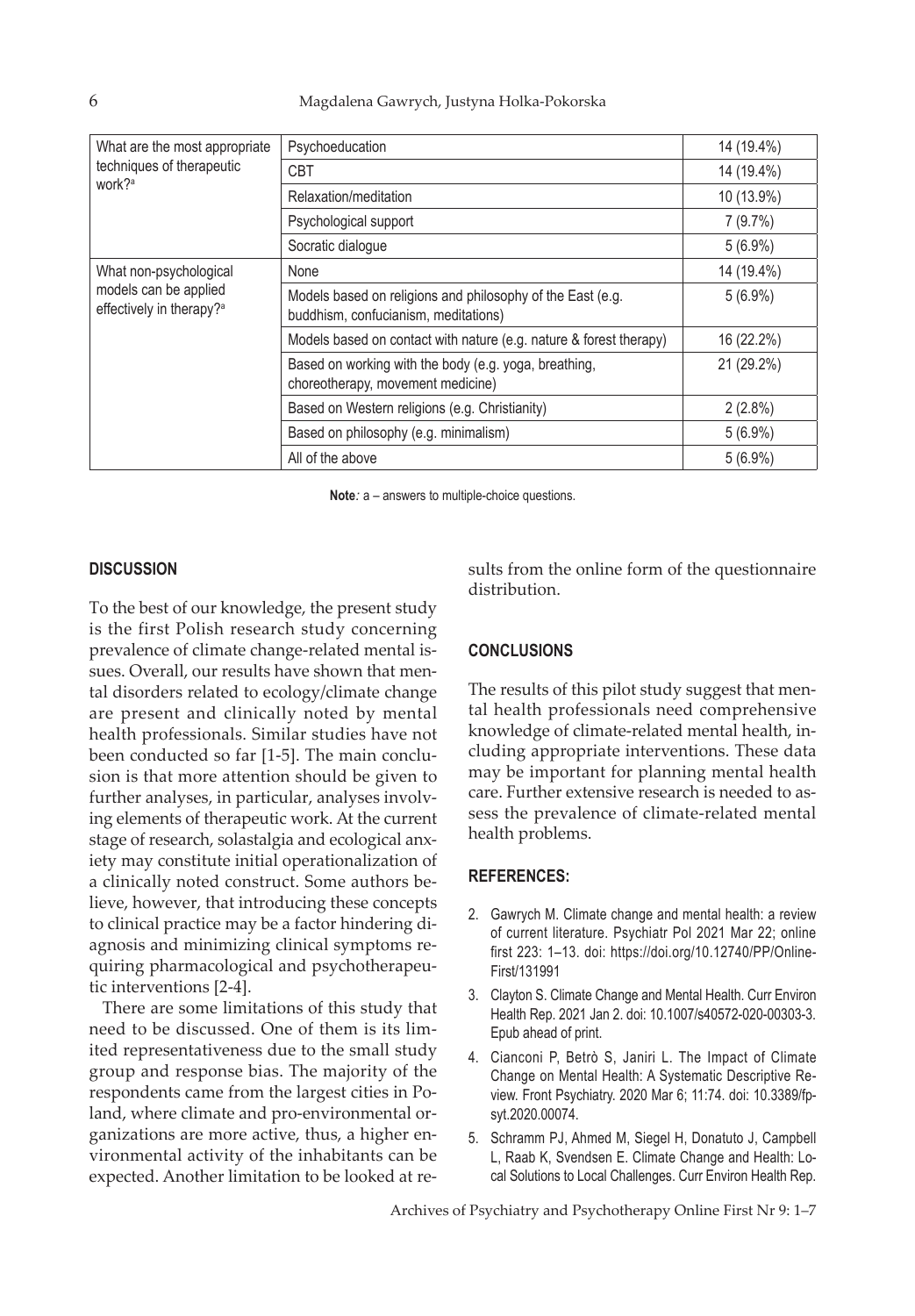| What are the most appropriate techniques of therapeutic work?[a] | Psychoeducation | 14 (19.4%) |
|---|---|---|
| | CBT | 14 (19.4%) |
| | Relaxation/meditation | 10 (13.9%) |
| | Psychological support | 7 (9.7%) |
| | Socratic dialogue | 5 (6.9%) |
| What non-psychological models can be applied effectively in therapy?[a] | None | 14 (19.4%) |
| | Models based on religions and philosophy of the East (e.g. buddhism, confucianism, meditations) | 5 (6.9%) |
| | Models based on contact with nature (e.g. nature & forest therapy) | 16 (22.2%) |
| | Based on working with the body (e.g. yoga, breathing, choreotherapy, movement medicine) | 21 (29.2%) |
| | Based on Western religions (e.g. Christianity) | 2 (2.8%) |
| | Based on philosophy (e.g. minimalism) | 5 (6.9%) |
| | All of the above | 5 (6.9%) |

**Note**: a – answers to multiple-choice questions.

## DISCUSSION

To the best of our knowledge, the present study is the first Polish research study concerning prevalence of climate change-related mental issues. Overall, our results have shown that mental disorders related to ecology/climate change are present and clinically noted by mental health professionals. Similar studies have not been conducted so far [1-5]. The main conclusion is that more attention should be given to further analyses, in particular, analyses involving elements of therapeutic work. At the current stage of research, solastalgia and ecological anxiety may constitute initial operationalization of a clinically noted construct. Some authors believe, however, that introducing these concepts to clinical practice may be a factor hindering diagnosis and minimizing clinical symptoms requiring pharmacological and psychotherapeutic interventions [2-4].

There are some limitations of this study that need to be discussed. One of them is its limited representativeness due to the small study group and response bias. The majority of the respondents came from the largest cities in Poland, where climate and pro-environmental organizations are more active, thus, a higher environmental activity of the inhabitants can be expected. Another limitation to be looked at results from the online form of the questionnaire distribution.

## CONCLUSIONS

The results of this pilot study suggest that mental health professionals need comprehensive knowledge of climate-related mental health, including appropriate interventions. These data may be important for planning mental health care. Further extensive research is needed to assess the prevalence of climate-related mental health problems.

## REFERENCES:

2. Gawrych M. Climate change and mental health: a review of current literature. Psychiatr Pol 2021 Mar 22; online first 223: 1–13. doi: https://doi.org/10.12740/PP/OnlineFirst/131991
3. Clayton S. Climate Change and Mental Health. Curr Environ Health Rep. 2021 Jan 2. doi: 10.1007/s40572-020-00303-3. Epub ahead of print.
4. Cianconi P, Betrò S, Janiri L. The Impact of Climate Change on Mental Health: A Systematic Descriptive Review. Front Psychiatry. 2020 Mar 6; 11:74. doi: 10.3389/fpsyt.2020.00074.
5. Schramm PJ, Ahmed M, Siegel H, Donatuto J, Campbell L, Raab K, Svendsen E. Climate Change and Health: Local Solutions to Local Challenges. Curr Environ Health Rep.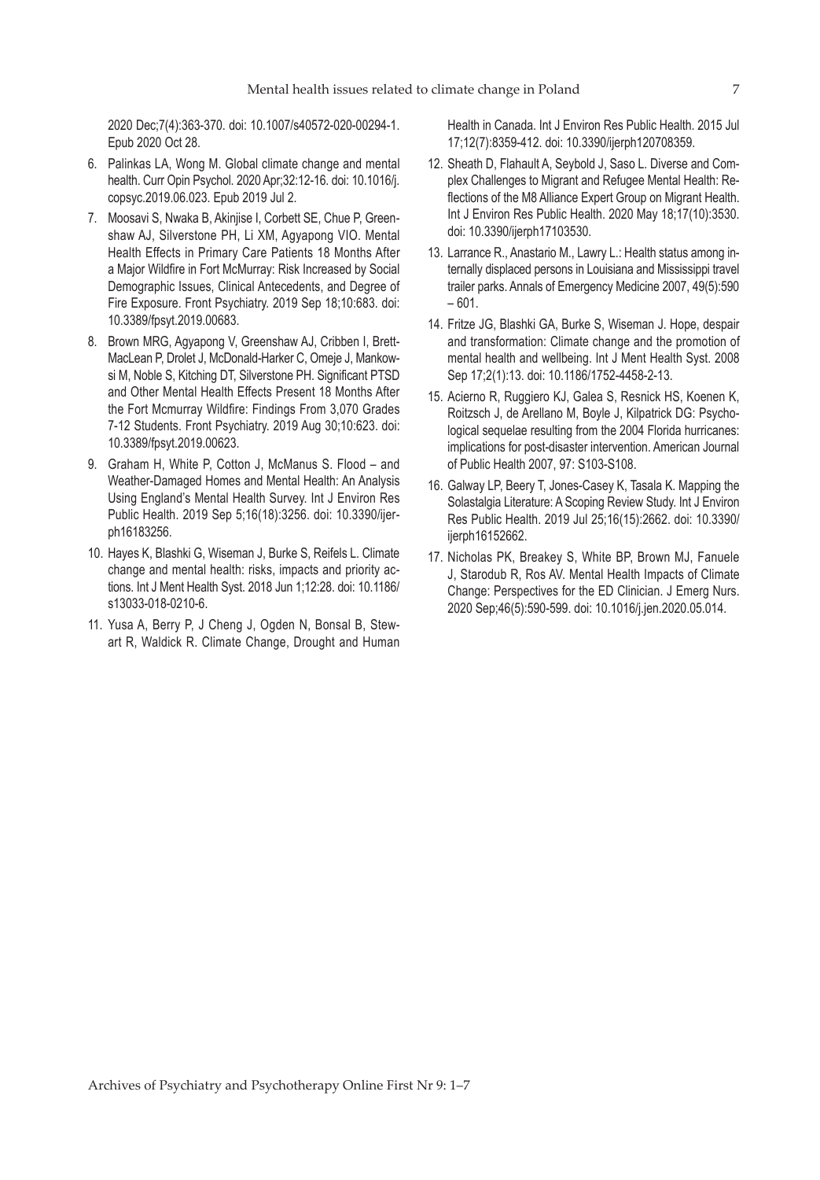2020 Dec;7(4):363-370. doi: 10.1007/s40572-020-00294-1. Epub 2020 Oct 28.

6. Palinkas LA, Wong M. Global climate change and mental health. Curr Opin Psychol. 2020 Apr;32:12-16. doi: 10.1016/j.copsyc.2019.06.023. Epub 2019 Jul 2.
7. Moosavi S, Nwaka B, Akinjise I, Corbett SE, Chue P, Greenshaw AJ, Silverstone PH, Li XM, Agyapong VIO. Mental Health Effects in Primary Care Patients 18 Months After a Major Wildfire in Fort McMurray: Risk Increased by Social Demographic Issues, Clinical Antecedents, and Degree of Fire Exposure. Front Psychiatry. 2019 Sep 18;10:683. doi: 10.3389/fpsyt.2019.00683.
8. Brown MRG, Agyapong V, Greenshaw AJ, Cribben I, Brett-MacLean P, Drolet J, McDonald-Harker C, Omeje J, Mankowsi M, Noble S, Kitching DT, Silverstone PH. Significant PTSD and Other Mental Health Effects Present 18 Months After the Fort Mcmurray Wildfire: Findings From 3,070 Grades 7-12 Students. Front Psychiatry. 2019 Aug 30;10:623. doi: 10.3389/fpsyt.2019.00623.
9. Graham H, White P, Cotton J, McManus S. Flood – and Weather-Damaged Homes and Mental Health: An Analysis Using England's Mental Health Survey. Int J Environ Res Public Health. 2019 Sep 5;16(18):3256. doi: 10.3390/ijerph16183256.
10. Hayes K, Blashki G, Wiseman J, Burke S, Reifels L. Climate change and mental health: risks, impacts and priority actions. Int J Ment Health Syst. 2018 Jun 1;12:28. doi: 10.1186/s13033-018-0210-6.
11. Yusa A, Berry P, J Cheng J, Ogden N, Bonsal B, Stewart R, Waldick R. Climate Change, Drought and Human Health in Canada. Int J Environ Res Public Health. 2015 Jul 17;12(7):8359-412. doi: 10.3390/ijerph120708359.
12. Sheath D, Flahault A, Seybold J, Saso L. Diverse and Complex Challenges to Migrant and Refugee Mental Health: Reflections of the M8 Alliance Expert Group on Migrant Health. Int J Environ Res Public Health. 2020 May 18;17(10):3530. doi: 10.3390/ijerph17103530.
13. Larrance R., Anastario M., Lawry L.: Health status among internally displaced persons in Louisiana and Mississippi travel trailer parks. Annals of Emergency Medicine 2007, 49(5):590 – 601.
14. Fritze JG, Blashki GA, Burke S, Wiseman J. Hope, despair and transformation: Climate change and the promotion of mental health and wellbeing. Int J Ment Health Syst. 2008 Sep 17;2(1):13. doi: 10.1186/1752-4458-2-13.
15. Acierno R, Ruggiero KJ, Galea S, Resnick HS, Koenen K, Roitzsch J, de Arellano M, Boyle J, Kilpatrick DG: Psychological sequelae resulting from the 2004 Florida hurricanes: implications for post-disaster intervention. American Journal of Public Health 2007, 97: S103-S108.
16. Galway LP, Beery T, Jones-Casey K, Tasala K. Mapping the Solastalgia Literature: A Scoping Review Study. Int J Environ Res Public Health. 2019 Jul 25;16(15):2662. doi: 10.3390/ijerph16152662.
17. Nicholas PK, Breakey S, White BP, Brown MJ, Fanuele J, Starodub R, Ros AV. Mental Health Impacts of Climate Change: Perspectives for the ED Clinician. J Emerg Nurs. 2020 Sep;46(5):590-599. doi: 10.1016/j.jen.2020.05.014.